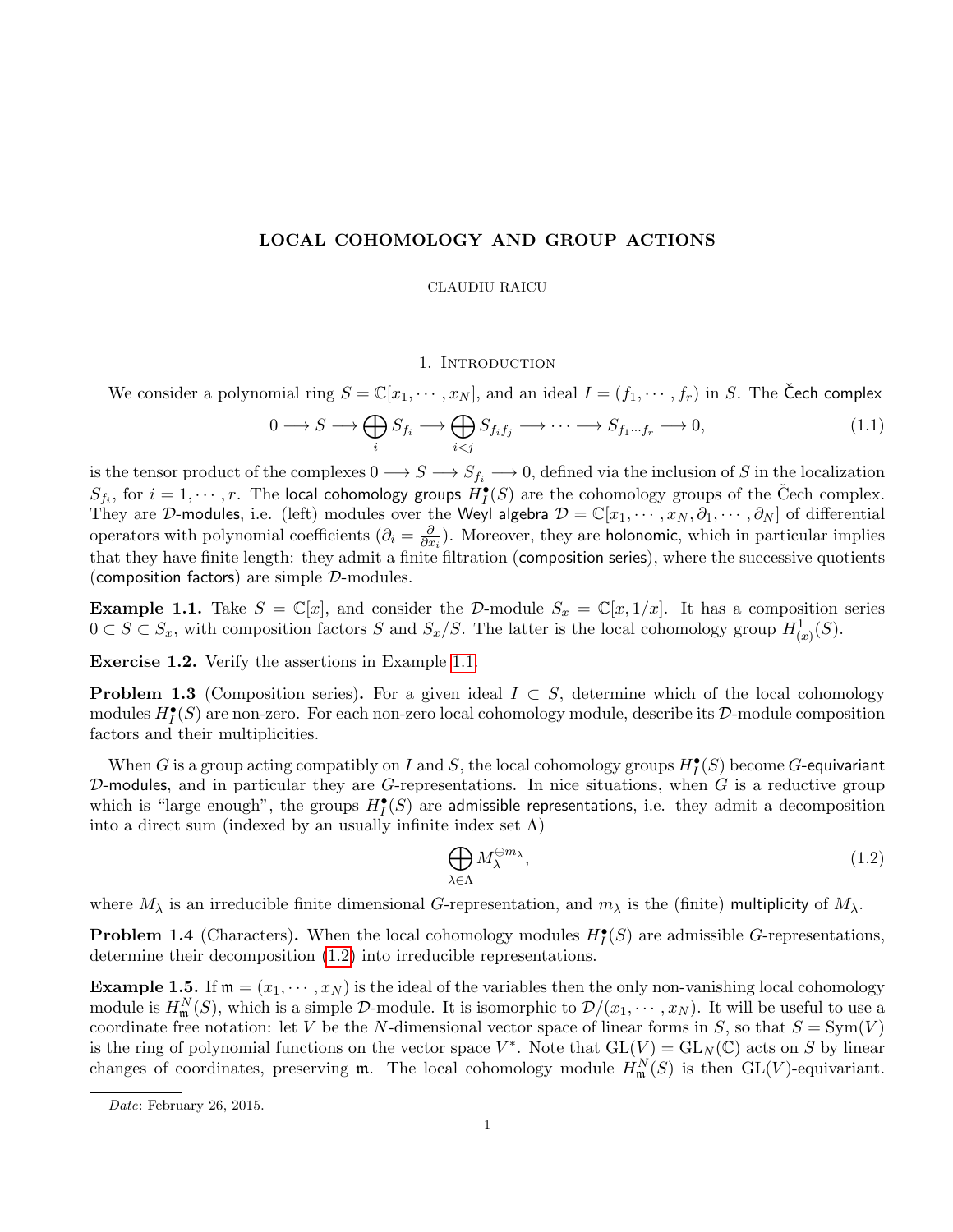# LOCAL COHOMOLOGY AND GROUP ACTIONS

CLAUDIU RAICU

## 1. Introduction

We consider a polynomial ring $S = \mathbb{C}[x_1, \cdots, x_N]$, and an ideal $I = (f_1, \cdots, f_r)$ in $S$. The Čech complex

$$0 \longrightarrow S \longrightarrow \bigoplus_i S_{f_i} \longrightarrow \bigoplus_{i<j} S_{f_i f_j} \longrightarrow \cdots \longrightarrow S_{f_1 \cdots f_r} \longrightarrow 0, \tag{1.1}$$

is the tensor product of the complexes $0 \longrightarrow S \longrightarrow S_{f_i} \longrightarrow 0$, defined via the inclusion of $S$ in the localization $S_{f_i}$, for $i = 1, \cdots, r$. The local cohomology groups $H_I^\bullet(S)$ are the cohomology groups of the Čech complex. They are $\mathcal{D}$-modules, i.e. (left) modules over the Weyl algebra $\mathcal{D} = \mathbb{C}[x_1, \cdots, x_N, \partial_1, \cdots, \partial_N]$ of differential operators with polynomial coefficients ($\partial_i = \frac{\partial}{\partial x_i}$). Moreover, they are holonomic, which in particular implies that they have finite length: they admit a finite filtration (composition series), where the successive quotients (composition factors) are simple $\mathcal{D}$-modules.

**Example 1.1.** Take $S = \mathbb{C}[x]$, and consider the $\mathcal{D}$-module $S_x = \mathbb{C}[x, 1/x]$. It has a composition series $0 \subset S \subset S_x$, with composition factors $S$ and $S_x/S$. The latter is the local cohomology group $H^1_{(x)}(S)$.

**Exercise 1.2.** Verify the assertions in Example 1.1.

**Problem 1.3** (Composition series)**.** For a given ideal $I \subset S$, determine which of the local cohomology modules $H_I^\bullet(S)$ are non-zero. For each non-zero local cohomology module, describe its $\mathcal{D}$-module composition factors and their multiplicities.

When $G$ is a group acting compatibly on $I$ and $S$, the local cohomology groups $H_I^\bullet(S)$ become $G$-equivariant $\mathcal{D}$-modules, and in particular they are $G$-representations. In nice situations, when $G$ is a reductive group which is "large enough", the groups $H_I^\bullet(S)$ are admissible representations, i.e. they admit a decomposition into a direct sum (indexed by an usually infinite index set $\Lambda$)

$$\bigoplus_{\lambda \in \Lambda} M_\lambda^{\oplus m_\lambda}, \tag{1.2}$$

where $M_\lambda$ is an irreducible finite dimensional $G$-representation, and $m_\lambda$ is the (finite) multiplicity of $M_\lambda$.

**Problem 1.4** (Characters)**.** When the local cohomology modules $H_I^\bullet(S)$ are admissible $G$-representations, determine their decomposition (1.2) into irreducible representations.

**Example 1.5.** If $\mathfrak{m} = (x_1, \cdots, x_N)$ is the ideal of the variables then the only non-vanishing local cohomology module is $H^N_{\mathfrak{m}}(S)$, which is a simple $\mathcal{D}$-module. It is isomorphic to $\mathcal{D}/(x_1, \cdots, x_N)$. It will be useful to use a coordinate free notation: let $V$ be the $N$-dimensional vector space of linear forms in $S$, so that $S = \mathrm{Sym}(V)$ is the ring of polynomial functions on the vector space $V^*$. Note that $\mathrm{GL}(V) = \mathrm{GL}_N(\mathbb{C})$ acts on $S$ by linear changes of coordinates, preserving $\mathfrak{m}$. The local cohomology module $H^N_{\mathfrak{m}}(S)$ is then $\mathrm{GL}(V)$-equivariant.

*Date*: February 26, 2015.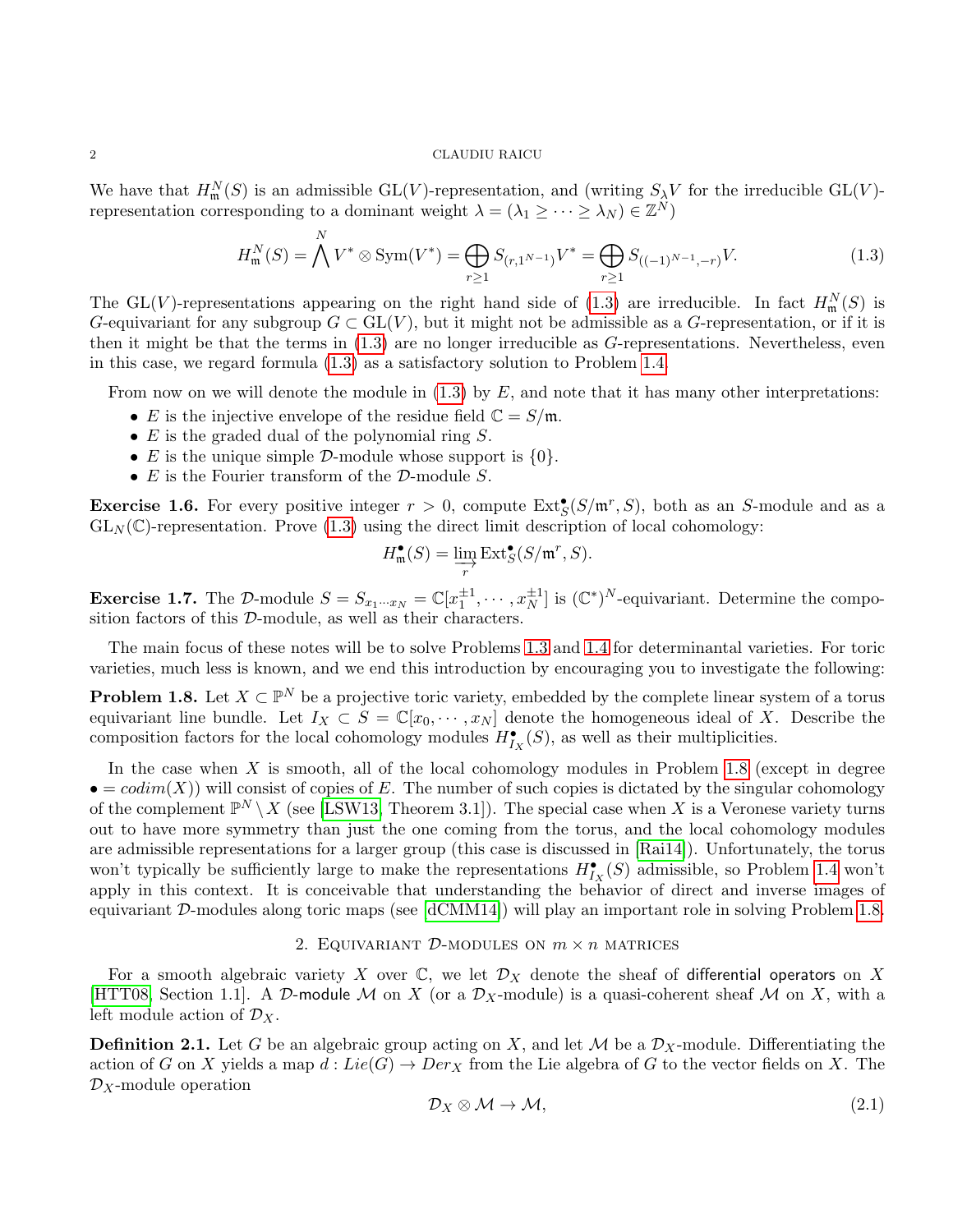We have that $H^N_{\mathfrak{m}}(S)$ is an admissible $\mathrm{GL}(V)$-representation, and (writing $S_\lambda V$ for the irreducible $\mathrm{GL}(V)$-representation corresponding to a dominant weight $\lambda = (\lambda_1 \geq \cdots \geq \lambda_N) \in \mathbb{Z}^N$)

$$H^N_{\mathfrak{m}}(S) = \bigwedge^N V^* \otimes \mathrm{Sym}(V^*) = \bigoplus_{r \geq 1} S_{(r,1^{N-1})} V^* = \bigoplus_{r\geq 1} S_{((-1)^{N-1},-r)} V. \tag{1.3}$$

The $\mathrm{GL}(V)$-representations appearing on the right hand side of (1.3) are irreducible. In fact $H^N_{\mathfrak{m}}(S)$ is $G$-equivariant for any subgroup $G \subset \mathrm{GL}(V)$, but it might not be admissible as a $G$-representation, or if it is then it might be that the terms in (1.3) are no longer irreducible as $G$-representations. Nevertheless, even in this case, we regard formula (1.3) as a satisfactory solution to Problem 1.4.

From now on we will denote the module in (1.3) by $E$, and note that it has many other interpretations:

- $E$ is the injective envelope of the residue field $\mathbb{C} = S/\mathfrak{m}$.
- $E$ is the graded dual of the polynomial ring $S$.
- $E$ is the unique simple $\mathcal{D}$-module whose support is $\{0\}$.
- $E$ is the Fourier transform of the $\mathcal{D}$-module $S$.

**Exercise 1.6.** For every positive integer $r > 0$, compute $\mathrm{Ext}^\bullet_S(S/\mathfrak{m}^r, S)$, both as an $S$-module and as a $\mathrm{GL}_N(\mathbb{C})$-representation. Prove (1.3) using the direct limit description of local cohomology:

$$H^\bullet_{\mathfrak{m}}(S) = \varinjlim_r \mathrm{Ext}^\bullet_S(S/\mathfrak{m}^r, S).$$

**Exercise 1.7.** The $\mathcal{D}$-module $S = S_{x_1\cdots x_N} = \mathbb{C}[x_1^{\pm 1}, \cdots, x_N^{\pm 1}]$ is $(\mathbb{C}^*)^N$-equivariant. Determine the composition factors of this $\mathcal{D}$-module, as well as their characters.

The main focus of these notes will be to solve Problems 1.3 and 1.4 for determinantal varieties. For toric varieties, much less is known, and we end this introduction by encouraging you to investigate the following:

**Problem 1.8.** Let $X \subset \mathbb{P}^N$ be a projective toric variety, embedded by the complete linear system of a torus equivariant line bundle. Let $I_X \subset S = \mathbb{C}[x_0, \cdots, x_N]$ denote the homogeneous ideal of $X$. Describe the composition factors for the local cohomology modules $H^\bullet_{I_X}(S)$, as well as their multiplicities.

In the case when $X$ is smooth, all of the local cohomology modules in Problem 1.8 (except in degree $\bullet = codim(X)$) will consist of copies of $E$. The number of such copies is dictated by the singular cohomology of the complement $\mathbb{P}^N \setminus X$ (see [LSW13, Theorem 3.1]). The special case when $X$ is a Veronese variety turns out to have more symmetry than just the one coming from the torus, and the local cohomology modules are admissible representations for a larger group (this case is discussed in [Rai14]). Unfortunately, the torus won't typically be sufficiently large to make the representations $H^\bullet_{I_X}(S)$ admissible, so Problem 1.4 won't apply in this context. It is conceivable that understanding the behavior of direct and inverse images of equivariant $\mathcal{D}$-modules along toric maps (see [dCMM14]) will play an important role in solving Problem 1.8.

## 2. Equivariant $\mathcal{D}$-modules on $m \times n$ matrices

For a smooth algebraic variety $X$ over $\mathbb{C}$, we let $\mathcal{D}_X$ denote the sheaf of differential operators on $X$ [HTT08, Section 1.1]. A $\mathcal{D}$-module $\mathcal{M}$ on $X$ (or a $\mathcal{D}_X$-module) is a quasi-coherent sheaf $\mathcal{M}$ on $X$, with a left module action of $\mathcal{D}_X$.

**Definition 2.1.** Let $G$ be an algebraic group acting on $X$, and let $\mathcal{M}$ be a $\mathcal{D}_X$-module. Differentiating the action of $G$ on $X$ yields a map $d : Lie(G) \to Der_X$ from the Lie algebra of $G$ to the vector fields on $X$. The $\mathcal{D}_X$-module operation

$$\mathcal{D}_X \otimes \mathcal{M} \to \mathcal{M}, \tag{2.1}$$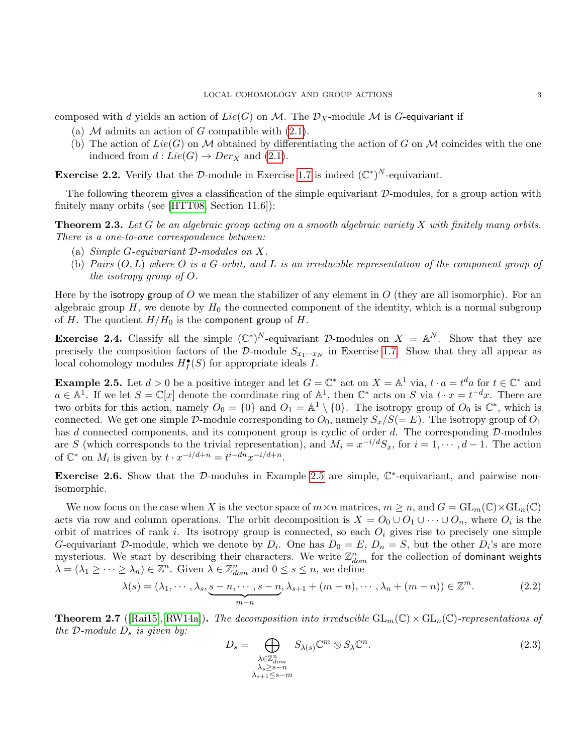composed with $d$ yields an action of $Lie(G)$ on $\mathcal{M}$. The $\mathcal{D}_X$-module $\mathcal{M}$ is $G$-equivariant if

(a) $\mathcal{M}$ admits an action of $G$ compatible with (2.1).

(b) The action of $Lie(G)$ on $\mathcal{M}$ obtained by differentiating the action of $G$ on $\mathcal{M}$ coincides with the one induced from $d : Lie(G) \to Der_X$ and (2.1).

**Exercise 2.2.** Verify that the $\mathcal{D}$-module in Exercise 1.7 is indeed $(\mathbb{C}^*)^N$-equivariant.

The following theorem gives a classification of the simple equivariant $\mathcal{D}$-modules, for a group action with finitely many orbits (see [HTT08, Section 11.6]):

**Theorem 2.3.** *Let $G$ be an algebraic group acting on a smooth algebraic variety $X$ with finitely many orbits. There is a one-to-one correspondence between:*

*(a) Simple $G$-equivariant $\mathcal{D}$-modules on $X$.*

*(b) Pairs $(O, L)$ where $O$ is a $G$-orbit, and $L$ is an irreducible representation of the component group of the isotropy group of $O$.*

Here by the isotropy group of $O$ we mean the stabilizer of any element in $O$ (they are all isomorphic). For an algebraic group $H$, we denote by $H_0$ the connected component of the identity, which is a normal subgroup of $H$. The quotient $H/H_0$ is the component group of $H$.

**Exercise 2.4.** Classify all the simple $(\mathbb{C}^*)^N$-equivariant $\mathcal{D}$-modules on $X = \mathbb{A}^N$. Show that they are precisely the composition factors of the $\mathcal{D}$-module $S_{x_1 \cdots x_N}$ in Exercise 1.7. Show that they all appear as local cohomology modules $H^\bullet_I(S)$ for appropriate ideals $I$.

**Example 2.5.** Let $d > 0$ be a positive integer and let $G = \mathbb{C}^*$ act on $X = \mathbb{A}^1$ via, $t \cdot a = t^d a$ for $t \in \mathbb{C}^*$ and $a \in \mathbb{A}^1$. If we let $S = \mathbb{C}[x]$ denote the coordinate ring of $\mathbb{A}^1$, then $\mathbb{C}^*$ acts on $S$ via $t \cdot x = t^{-d}x$. There are two orbits for this action, namely $O_0 = \{0\}$ and $O_1 = \mathbb{A}^1 \setminus \{0\}$. The isotropy group of $O_0$ is $\mathbb{C}^*$, which is connected. We get one simple $\mathcal{D}$-module corresponding to $O_0$, namely $S_x/S(= E)$. The isotropy group of $O_1$ has $d$ connected components, and its component group is cyclic of order $d$. The corresponding $\mathcal{D}$-modules are $S$ (which corresponds to the trivial representation), and $M_i = x^{-i/d} S_x$, for $i = 1, \cdots, d-1$. The action of $\mathbb{C}^*$ on $M_i$ is given by $t \cdot x^{-i/d+n} = t^{i-dn} x^{-i/d+n}$.

**Exercise 2.6.** Show that the $\mathcal{D}$-modules in Example 2.5 are simple, $\mathbb{C}^*$-equivariant, and pairwise non-isomorphic.

We now focus on the case when $X$ is the vector space of $m \times n$ matrices, $m \geq n$, and $G = \mathrm{GL}_m(\mathbb{C}) \times \mathrm{GL}_n(\mathbb{C})$ acts via row and column operations. The orbit decomposition is $X = O_0 \cup O_1 \cup \cdots \cup O_n$, where $O_i$ is the orbit of matrices of rank $i$. Its isotropy group is connected, so each $O_i$ gives rise to precisely one simple $G$-equivariant $\mathcal{D}$-module, which we denote by $D_i$. One has $D_0 = E$, $D_n = S$, but the other $D_i$'s are more mysterious. We start by describing their characters. We write $\mathbb{Z}^n_{dom}$ for the collection of dominant weights $\lambda = (\lambda_1 \geq \cdots \geq \lambda_n) \in \mathbb{Z}^n$. Given $\lambda \in \mathbb{Z}^n_{dom}$ and $0 \leq s \leq n$, we define

$$\lambda(s) = (\lambda_1, \cdots, \lambda_s, \underbrace{s-n, \cdots, s-n}_{m-n}, \lambda_{s+1} + (m-n), \cdots, \lambda_n + (m-n)) \in \mathbb{Z}^m. \tag{2.2}$$

**Theorem 2.7** ([Rai15], [RW14a]). *The decomposition into irreducible $\mathrm{GL}_m(\mathbb{C}) \times \mathrm{GL}_n(\mathbb{C})$-representations of the $\mathcal{D}$-module $D_s$ is given by:*

$$D_s = \bigoplus_{\substack{\lambda \in \mathbb{Z}^n_{dom} \\ \lambda_s \geq s-n \\ \lambda_{s+1} \leq s-m}} S_{\lambda(s)}\mathbb{C}^m \otimes S_\lambda \mathbb{C}^n. \tag{2.3}$$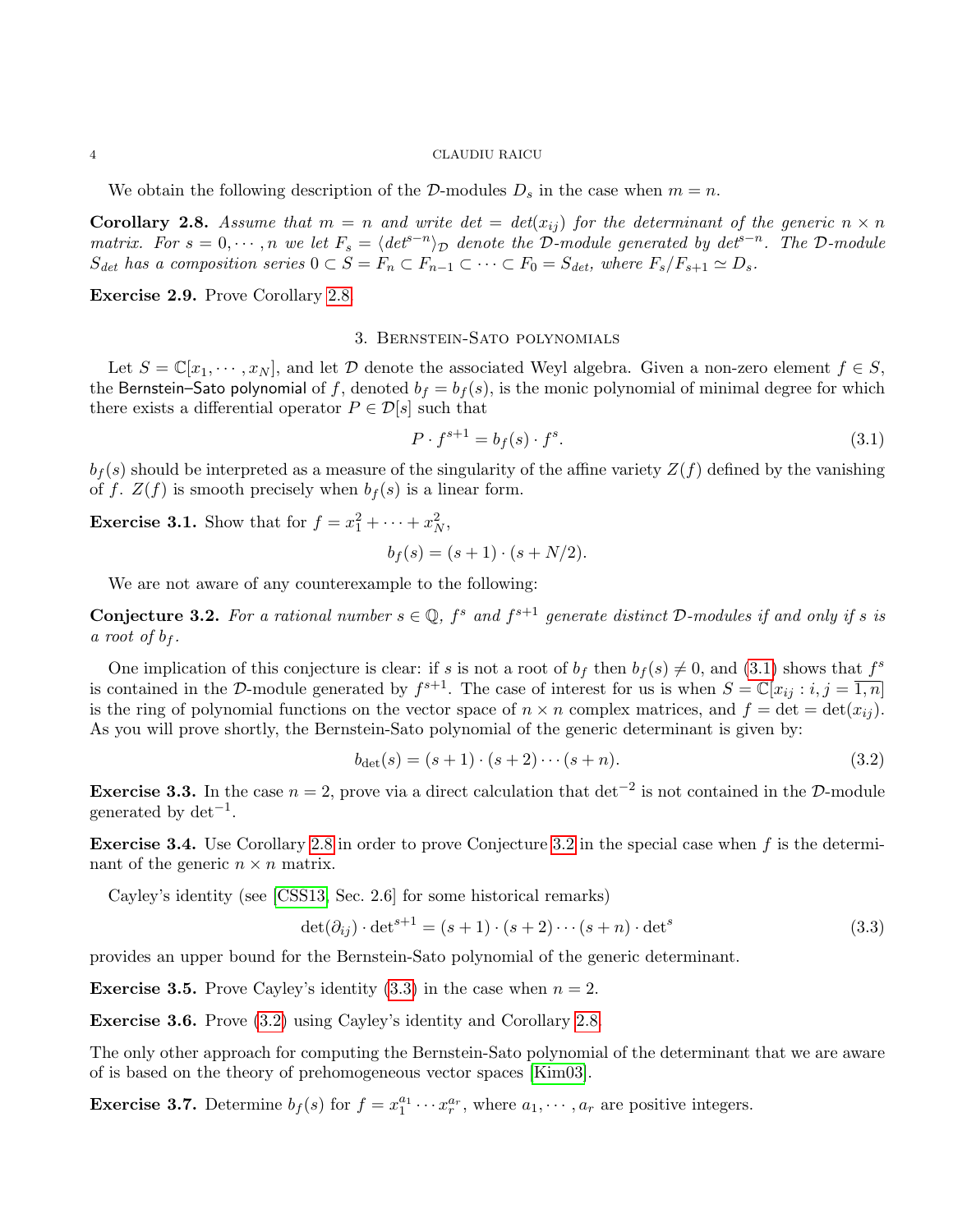We obtain the following description of the $\mathcal{D}$-modules $D_s$ in the case when $m = n$.

**Corollary 2.8.** *Assume that $m = n$ and write $det = det(x_{ij})$ for the determinant of the generic $n \times n$ matrix. For $s = 0, \cdots, n$ we let $F_s = \langle det^{s-n} \rangle_{\mathcal{D}}$ denote the $\mathcal{D}$-module generated by $det^{s-n}$. The $\mathcal{D}$-module $S_{det}$ has a composition series $0 \subset S = F_n \subset F_{n-1} \subset \cdots \subset F_0 = S_{det}$, where $F_s/F_{s+1} \simeq D_s$.*

**Exercise 2.9.** Prove Corollary 2.8.

## 3. Bernstein-Sato polynomials

Let $S = \mathbb{C}[x_1, \cdots, x_N]$, and let $\mathcal{D}$ denote the associated Weyl algebra. Given a non-zero element $f \in S$, the Bernstein–Sato polynomial of $f$, denoted $b_f = b_f(s)$, is the monic polynomial of minimal degree for which there exists a differential operator $P \in \mathcal{D}[s]$ such that

$$P \cdot f^{s+1} = b_f(s) \cdot f^s. \tag{3.1}$$

$b_f(s)$ should be interpreted as a measure of the singularity of the affine variety $Z(f)$ defined by the vanishing of $f$. $Z(f)$ is smooth precisely when $b_f(s)$ is a linear form.

**Exercise 3.1.** Show that for $f = x_1^2 + \cdots + x_N^2$,

$$b_f(s) = (s+1) \cdot (s + N/2).$$

We are not aware of any counterexample to the following:

**Conjecture 3.2.** *For a rational number $s \in \mathbb{Q}$, $f^s$ and $f^{s+1}$ generate distinct $\mathcal{D}$-modules if and only if $s$ is a root of $b_f$.*

One implication of this conjecture is clear: if $s$ is not a root of $b_f$ then $b_f(s) \neq 0$, and (3.1) shows that $f^s$ is contained in the $\mathcal{D}$-module generated by $f^{s+1}$. The case of interest for us is when $S = \mathbb{C}[x_{ij} : i, j = \overline{1, n}]$ is the ring of polynomial functions on the vector space of $n \times n$ complex matrices, and $f = \det = \det(x_{ij})$. As you will prove shortly, the Bernstein-Sato polynomial of the generic determinant is given by:

$$b_{\det}(s) = (s+1) \cdot (s+2) \cdots (s+n). \tag{3.2}$$

**Exercise 3.3.** In the case $n = 2$, prove via a direct calculation that $\det^{-2}$ is not contained in the $\mathcal{D}$-module generated by $\det^{-1}$.

**Exercise 3.4.** Use Corollary 2.8 in order to prove Conjecture 3.2 in the special case when $f$ is the determinant of the generic $n \times n$ matrix.

Cayley's identity (see [CSS13, Sec. 2.6] for some historical remarks)

$$\det(\partial_{ij}) \cdot \det^{s+1} = (s+1) \cdot (s+2) \cdots (s+n) \cdot \det^s \tag{3.3}$$

provides an upper bound for the Bernstein-Sato polynomial of the generic determinant.

**Exercise 3.5.** Prove Cayley's identity (3.3) in the case when $n = 2$.

**Exercise 3.6.** Prove (3.2) using Cayley's identity and Corollary 2.8.

The only other approach for computing the Bernstein-Sato polynomial of the determinant that we are aware of is based on the theory of prehomogeneous vector spaces [Kim03].

**Exercise 3.7.** Determine $b_f(s)$ for $f = x_1^{a_1} \cdots x_r^{a_r}$, where $a_1, \cdots, a_r$ are positive integers.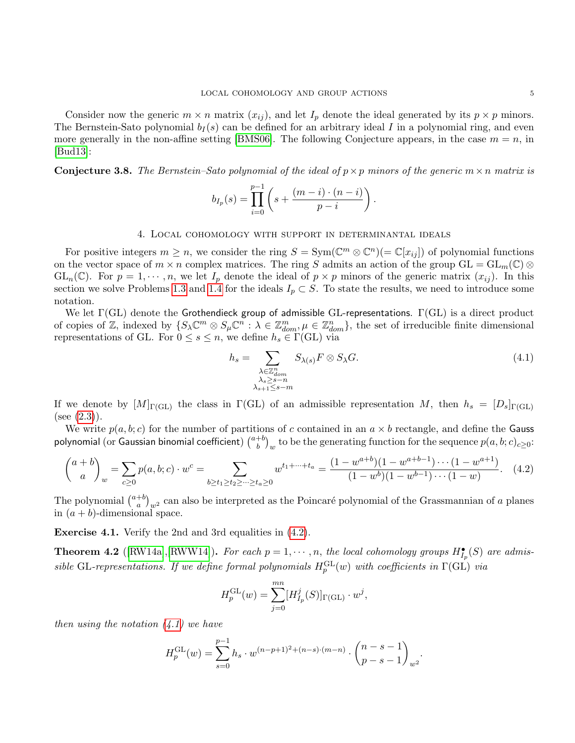Consider now the generic $m \times n$ matrix $(x_{ij})$, and let $I_p$ denote the ideal generated by its $p \times p$ minors. The Bernstein-Sato polynomial $b_I(s)$ can be defined for an arbitrary ideal $I$ in a polynomial ring, and even more generally in the non-affine setting [BMS06]. The following Conjecture appears, in the case $m = n$, in [Bud13]:

**Conjecture 3.8.** *The Bernstein–Sato polynomial of the ideal of $p \times p$ minors of the generic $m \times n$ matrix is*

$$b_{I_p}(s) = \prod_{i=0}^{p-1} \left( s + \frac{(m-i) \cdot (n-i)}{p-i} \right).$$

## 4. Local cohomology with support in determinantal ideals

For positive integers $m \geq n$, we consider the ring $S = \mathrm{Sym}(\mathbb{C}^m \otimes \mathbb{C}^n)(= \mathbb{C}[x_{ij}])$ of polynomial functions on the vector space of $m \times n$ complex matrices. The ring $S$ admits an action of the group $\mathrm{GL} = \mathrm{GL}_m(\mathbb{C}) \otimes \mathrm{GL}_n(\mathbb{C})$. For $p = 1, \cdots, n$, we let $I_p$ denote the ideal of $p \times p$ minors of the generic matrix $(x_{ij})$. In this section we solve Problems 1.3 and 1.4 for the ideals $I_p \subset S$. To state the results, we need to introduce some notation.

We let $\Gamma(\mathrm{GL})$ denote the Grothendieck group of admissible GL-representations. $\Gamma(\mathrm{GL})$ is a direct product of copies of $\mathbb{Z}$, indexed by $\{S_\lambda \mathbb{C}^m \otimes S_\mu \mathbb{C}^n : \lambda \in \mathbb{Z}^m_{dom}, \mu \in \mathbb{Z}^n_{dom}\}$, the set of irreducible finite dimensional representations of GL. For $0 \leq s \leq n$, we define $h_s \in \Gamma(\mathrm{GL})$ via

$$h_s = \sum_{\substack{\lambda \in \mathbb{Z}^n_{dom} \\ \lambda_s \geq s-n \\ \lambda_{s+1} \leq s-m}} S_{\lambda(s)} F \otimes S_\lambda G. \tag{4.1}$$

If we denote by $[M]_{\Gamma(\mathrm{GL})}$ the class in $\Gamma(\mathrm{GL})$ of an admissible representation $M$, then $h_s = [D_s]_{\Gamma(\mathrm{GL})}$ (see (2.3)).

We write $p(a,b;c)$ for the number of partitions of $c$ contained in an $a \times b$ rectangle, and define the Gauss polynomial (or Gaussian binomial coefficient) $\binom{a+b}{b}_w$ to be the generating function for the sequence $p(a,b;c)_{c \geq 0}$:

$$\binom{a+b}{a}_w = \sum_{c \geq 0} p(a,b;c) \cdot w^c = \sum_{b \geq t_1 \geq t_2 \geq \cdots \geq t_a \geq 0} w^{t_1 + \cdots + t_a} = \frac{(1-w^{a+b})(1-w^{a+b-1}) \cdots (1-w^{a+1})}{(1-w^b)(1-w^{b-1}) \cdots (1-w)}. \tag{4.2}$$

The polynomial $\binom{a+b}{a}_{w^2}$ can also be interpreted as the Poincaré polynomial of the Grassmannian of $a$ planes in $(a+b)$-dimensional space.

**Exercise 4.1.** Verify the 2nd and 3rd equalities in (4.2).

**Theorem 4.2** ([RW14a, RWW14]). *For each $p = 1, \cdots, n$, the local cohomology groups $H^\bullet_{I_p}(S)$ are admissible GL-representations. If we define formal polynomials $H_p^{\mathrm{GL}}(w)$ with coefficients in $\Gamma(\mathrm{GL})$ via*

$$H_p^{\mathrm{GL}}(w) = \sum_{j=0}^{mn} [H^j_{I_p}(S)]_{\Gamma(\mathrm{GL})} \cdot w^j,$$

*then using the notation (4.1) we have*

$$H_p^{\mathrm{GL}}(w) = \sum_{s=0}^{p-1} h_s \cdot w^{(n-p+1)^2 + (n-s)\cdot(m-n)} \cdot \binom{n-s-1}{p-s-1}_{w^2}.$$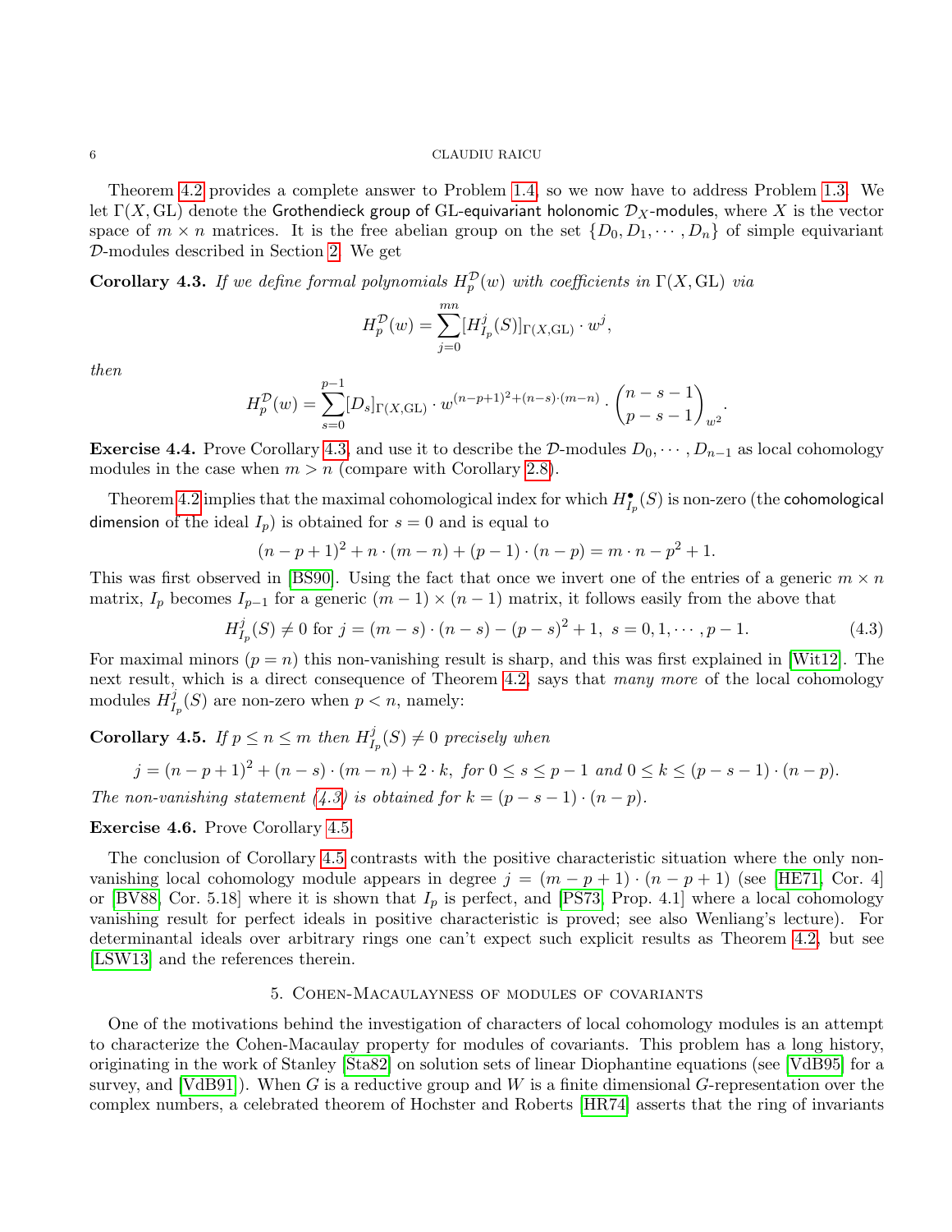Theorem 4.2 provides a complete answer to Problem 1.4, so we now have to address Problem 1.3. We let $\Gamma(X, \mathrm{GL})$ denote the Grothendieck group of GL-equivariant holonomic $\mathcal{D}_X$-modules, where $X$ is the vector space of $m \times n$ matrices. It is the free abelian group on the set $\{D_0, D_1, \cdots, D_n\}$ of simple equivariant $\mathcal{D}$-modules described in Section 2. We get

**Corollary 4.3.** *If we define formal polynomials $H_p^{\mathcal{D}}(w)$ with coefficients in $\Gamma(X, \mathrm{GL})$ via*

$$H_p^{\mathcal{D}}(w) = \sum_{j=0}^{mn} [H_{I_p}^j(S)]_{\Gamma(X,\mathrm{GL})} \cdot w^j,$$

*then*

$$H_p^{\mathcal{D}}(w) = \sum_{s=0}^{p-1} [D_s]_{\Gamma(X,\mathrm{GL})} \cdot w^{(n-p+1)^2+(n-s)\cdot(m-n)} \cdot \binom{n-s-1}{p-s-1}_{w^2}.$$

**Exercise 4.4.** Prove Corollary 4.3, and use it to describe the $\mathcal{D}$-modules $D_0, \cdots, D_{n-1}$ as local cohomology modules in the case when $m > n$ (compare with Corollary 2.8).

Theorem 4.2 implies that the maximal cohomological index for which $H_{I_p}^\bullet(S)$ is non-zero (the cohomological dimension of the ideal $I_p$) is obtained for $s = 0$ and is equal to

$$(n-p+1)^2 + n \cdot (m-n) + (p-1) \cdot (n-p) = m \cdot n - p^2 + 1.$$

This was first observed in [BS90]. Using the fact that once we invert one of the entries of a generic $m \times n$ matrix, $I_p$ becomes $I_{p-1}$ for a generic $(m-1) \times (n-1)$ matrix, it follows easily from the above that

$$H_{I_p}^j(S) \neq 0 \text{ for } j = (m-s) \cdot (n-s) - (p-s)^2 + 1, \ s = 0, 1, \cdots, p-1. \tag{4.3}$$

For maximal minors ($p = n$) this non-vanishing result is sharp, and this was first explained in [Wit12]. The next result, which is a direct consequence of Theorem 4.2, says that *many more* of the local cohomology modules $H_{I_p}^j(S)$ are non-zero when $p < n$, namely:

**Corollary 4.5.** *If $p \leq n \leq m$ then $H_{I_p}^j(S) \neq 0$ precisely when*

$$j = (n-p+1)^2 + (n-s) \cdot (m-n) + 2 \cdot k, \text{ for } 0 \leq s \leq p-1 \text{ and } 0 \leq k \leq (p-s-1) \cdot (n-p).$$

*The non-vanishing statement (4.3) is obtained for $k = (p-s-1) \cdot (n-p)$.*

**Exercise 4.6.** Prove Corollary 4.5.

The conclusion of Corollary 4.5 contrasts with the positive characteristic situation where the only non-vanishing local cohomology module appears in degree $j = (m-p+1) \cdot (n-p+1)$ (see [HE71, Cor. 4] or [BV88, Cor. 5.18] where it is shown that $I_p$ is perfect, and [PS73, Prop. 4.1] where a local cohomology vanishing result for perfect ideals in positive characteristic is proved; see also Wenliang's lecture). For determinantal ideals over arbitrary rings one can't expect such explicit results as Theorem 4.2, but see [LSW13] and the references therein.

## 5. Cohen-Macaulayness of modules of covariants

One of the motivations behind the investigation of characters of local cohomology modules is an attempt to characterize the Cohen-Macaulay property for modules of covariants. This problem has a long history, originating in the work of Stanley [Sta82] on solution sets of linear Diophantine equations (see [VdB95] for a survey, and [VdB91]). When $G$ is a reductive group and $W$ is a finite dimensional $G$-representation over the complex numbers, a celebrated theorem of Hochster and Roberts [HR74] asserts that the ring of invariants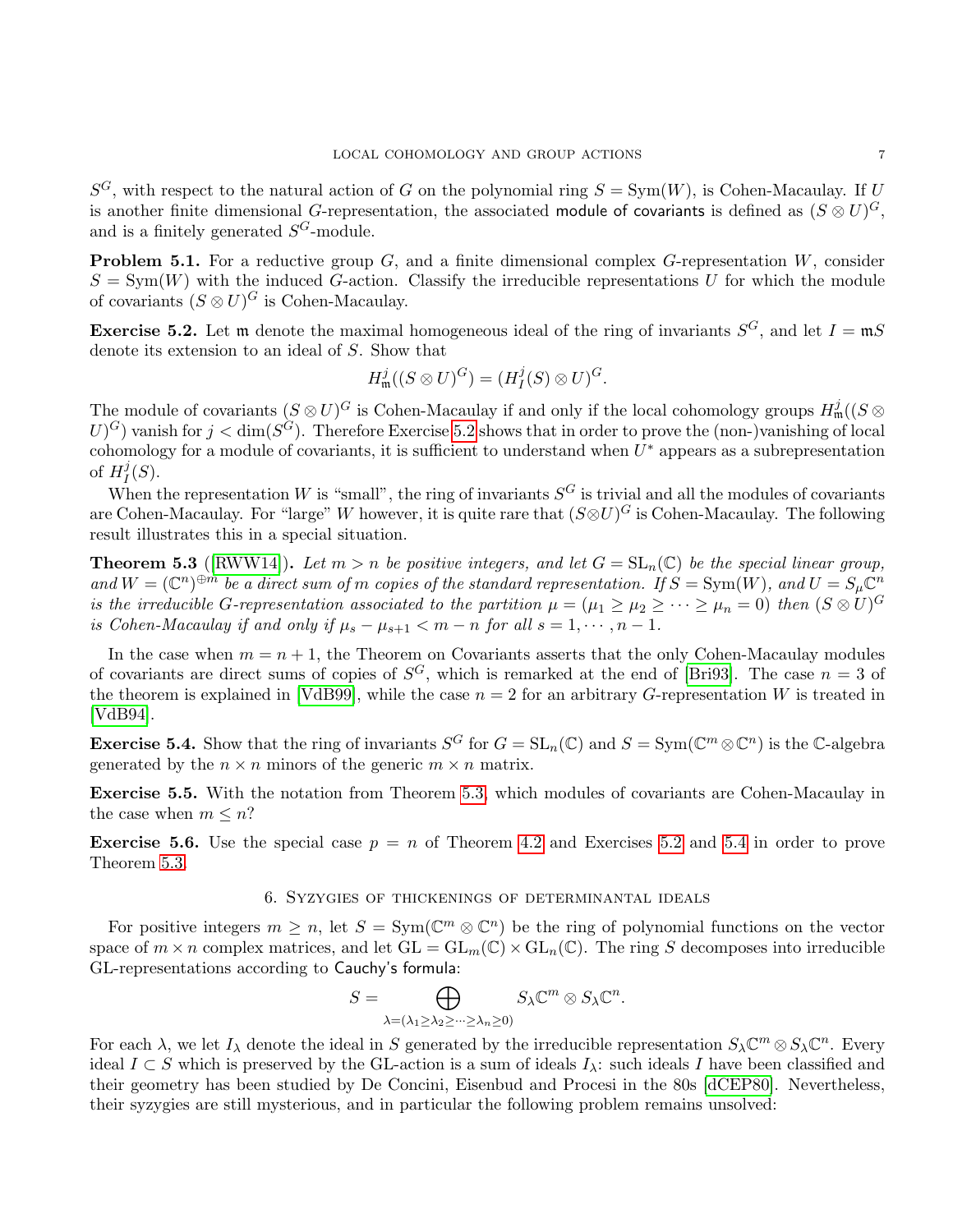$S^G$, with respect to the natural action of $G$ on the polynomial ring $S = \mathrm{Sym}(W)$, is Cohen-Macaulay. If $U$ is another finite dimensional $G$-representation, the associated module of covariants is defined as $(S \otimes U)^G$, and is a finitely generated $S^G$-module.

**Problem 5.1.** For a reductive group $G$, and a finite dimensional complex $G$-representation $W$, consider $S = \mathrm{Sym}(W)$ with the induced $G$-action. Classify the irreducible representations $U$ for which the module of covariants $(S \otimes U)^G$ is Cohen-Macaulay.

**Exercise 5.2.** Let $\mathfrak{m}$ denote the maximal homogeneous ideal of the ring of invariants $S^G$, and let $I = \mathfrak{m}S$ denote its extension to an ideal of $S$. Show that

$$H^j_{\mathfrak{m}}((S \otimes U)^G) = (H^j_I(S) \otimes U)^G.$$

The module of covariants $(S \otimes U)^G$ is Cohen-Macaulay if and only if the local cohomology groups $H^j_{\mathfrak{m}}((S \otimes U)^G)$ vanish for $j < \dim(S^G)$. Therefore Exercise 5.2 shows that in order to prove the (non-)vanishing of local cohomology for a module of covariants, it is sufficient to understand when $U^*$ appears as a subrepresentation of $H^j_I(S)$.

When the representation $W$ is "small", the ring of invariants $S^G$ is trivial and all the modules of covariants are Cohen-Macaulay. For "large" $W$ however, it is quite rare that $(S \otimes U)^G$ is Cohen-Macaulay. The following result illustrates this in a special situation.

**Theorem 5.3** ([RWW14]). *Let $m > n$ be positive integers, and let $G = \mathrm{SL}_n(\mathbb{C})$ be the special linear group, and $W = (\mathbb{C}^n)^{\oplus m}$ be a direct sum of $m$ copies of the standard representation. If $S = \mathrm{Sym}(W)$, and $U = S_\mu \mathbb{C}^n$ is the irreducible $G$-representation associated to the partition $\mu = (\mu_1 \geq \mu_2 \geq \cdots \geq \mu_n = 0)$ then $(S \otimes U)^G$ is Cohen-Macaulay if and only if $\mu_s - \mu_{s+1} < m - n$ for all $s = 1, \cdots, n-1$.*

In the case when $m = n+1$, the Theorem on Covariants asserts that the only Cohen-Macaulay modules of covariants are direct sums of copies of $S^G$, which is remarked at the end of [Bri93]. The case $n = 3$ of the theorem is explained in [VdB99], while the case $n = 2$ for an arbitrary $G$-representation $W$ is treated in [VdB94].

**Exercise 5.4.** Show that the ring of invariants $S^G$ for $G = \mathrm{SL}_n(\mathbb{C})$ and $S = \mathrm{Sym}(\mathbb{C}^m \otimes \mathbb{C}^n)$ is the $\mathbb{C}$-algebra generated by the $n \times n$ minors of the generic $m \times n$ matrix.

**Exercise 5.5.** With the notation from Theorem 5.3, which modules of covariants are Cohen-Macaulay in the case when $m \leq n$?

**Exercise 5.6.** Use the special case $p = n$ of Theorem 4.2 and Exercises 5.2 and 5.4 in order to prove Theorem 5.3.

## 6. Syzygies of thickenings of determinantal ideals

For positive integers $m \geq n$, let $S = \mathrm{Sym}(\mathbb{C}^m \otimes \mathbb{C}^n)$ be the ring of polynomial functions on the vector space of $m \times n$ complex matrices, and let $\mathrm{GL} = \mathrm{GL}_m(\mathbb{C}) \times \mathrm{GL}_n(\mathbb{C})$. The ring $S$ decomposes into irreducible GL-representations according to Cauchy's formula:

$$S = \bigoplus_{\lambda = (\lambda_1 \geq \lambda_2 \geq \cdots \geq \lambda_n \geq 0)} S_\lambda \mathbb{C}^m \otimes S_\lambda \mathbb{C}^n.$$

For each $\lambda$, we let $I_\lambda$ denote the ideal in $S$ generated by the irreducible representation $S_\lambda \mathbb{C}^m \otimes S_\lambda \mathbb{C}^n$. Every ideal $I \subset S$ which is preserved by the GL-action is a sum of ideals $I_\lambda$: such ideals $I$ have been classified and their geometry has been studied by De Concini, Eisenbud and Procesi in the 80s [dCEP80]. Nevertheless, their syzygies are still mysterious, and in particular the following problem remains unsolved: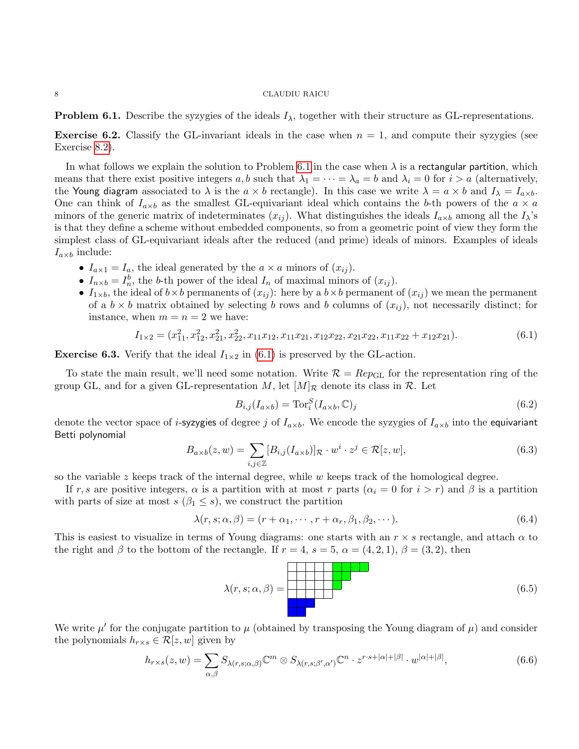**Problem 6.1.** Describe the syzygies of the ideals $I_\lambda$, together with their structure as GL-representations.

**Exercise 6.2.** Classify the GL-invariant ideals in the case when $n = 1$, and compute their syzygies (see Exercise 8.2).

In what follows we explain the solution to Problem 6.1 in the case when $\lambda$ is a rectangular partition, which means that there exist positive integers $a, b$ such that $\lambda_1 = \cdots = \lambda_a = b$ and $\lambda_i = 0$ for $i > a$ (alternatively, the Young diagram associated to $\lambda$ is the $a \times b$ rectangle). In this case we write $\lambda = a \times b$ and $I_\lambda = I_{a\times b}$. One can think of $I_{a\times b}$ as the smallest GL-equivariant ideal which contains the $b$-th powers of the $a \times a$ minors of the generic matrix of indeterminates $(x_{ij})$. What distinguishes the ideals $I_{a\times b}$ among all the $I_\lambda$'s is that they define a scheme without embedded components, so from a geometric point of view they form the simplest class of GL-equivariant ideals after the reduced (and prime) ideals of minors. Examples of ideals $I_{a\times b}$ include:

- $I_{a\times 1} = I_a$, the ideal generated by the $a \times a$ minors of $(x_{ij})$.
- $I_{n\times b} = I_n^b$, the $b$-th power of the ideal $I_n$ of maximal minors of $(x_{ij})$.
- $I_{1\times b}$, the ideal of $b\times b$ permanents of $(x_{ij})$: here by a $b\times b$ permanent of $(x_{ij})$ we mean the permanent of a $b \times b$ matrix obtained by selecting $b$ rows and $b$ columns of $(x_{ij})$, not necessarily distinct; for instance, when $m = n = 2$ we have:

$$I_{1\times 2} = (x_{11}^2, x_{12}^2, x_{21}^2, x_{22}^2, x_{11}x_{12}, x_{11}x_{21}, x_{12}x_{22}, x_{21}x_{22}, x_{11}x_{22} + x_{12}x_{21}). \tag{6.1}$$

**Exercise 6.3.** Verify that the ideal $I_{1\times 2}$ in (6.1) is preserved by the GL-action.

To state the main result, we'll need some notation. Write $\mathcal{R} = Rep_{\mathrm{GL}}$ for the representation ring of the group GL, and for a given GL-representation $M$, let $[M]_{\mathcal{R}}$ denote its class in $\mathcal{R}$. Let

$$B_{i,j}(I_{a\times b}) = \mathrm{Tor}_i^S(I_{a\times b}, \mathbb{C})_j \tag{6.2}$$

denote the vector space of $i$-syzygies of degree $j$ of $I_{a\times b}$. We encode the syzygies of $I_{a\times b}$ into the equivariant Betti polynomial

$$B_{a\times b}(z, w) = \sum_{i,j\in\mathbb{Z}} [B_{i,j}(I_{a\times b})]_{\mathcal{R}} \cdot w^i \cdot z^j \in \mathcal{R}[z, w], \tag{6.3}$$

so the variable $z$ keeps track of the internal degree, while $w$ keeps track of the homological degree.

If $r, s$ are positive integers, $\alpha$ is a partition with at most $r$ parts ($\alpha_i = 0$ for $i > r$) and $\beta$ is a partition with parts of size at most $s$ ($\beta_1 \le s$), we construct the partition

$$\lambda(r, s; \alpha, \beta) = (r + \alpha_1, \cdots, r + \alpha_r, \beta_1, \beta_2, \cdots). \tag{6.4}$$

This is easiest to visualize in terms of Young diagrams: one starts with an $r \times s$ rectangle, and attach $\alpha$ to the right and $\beta$ to the bottom of the rectangle. If $r = 4$, $s = 5$, $\alpha = (4, 2, 1)$, $\beta = (3, 2)$, then

$$\lambda(r, s; \alpha, \beta) = \tag{6.5}$$

We write $\mu'$ for the conjugate partition to $\mu$ (obtained by transposing the Young diagram of $\mu$) and consider the polynomials $h_{r\times s} \in \mathcal{R}[z, w]$ given by

$$h_{r\times s}(z, w) = \sum_{\alpha,\beta} S_{\lambda(r,s;\alpha,\beta)}\mathbb{C}^m \otimes S_{\lambda(r,s;\beta',\alpha')}\mathbb{C}^n \cdot z^{r\cdot s+|\alpha|+|\beta|} \cdot w^{|\alpha|+|\beta|}, \tag{6.6}$$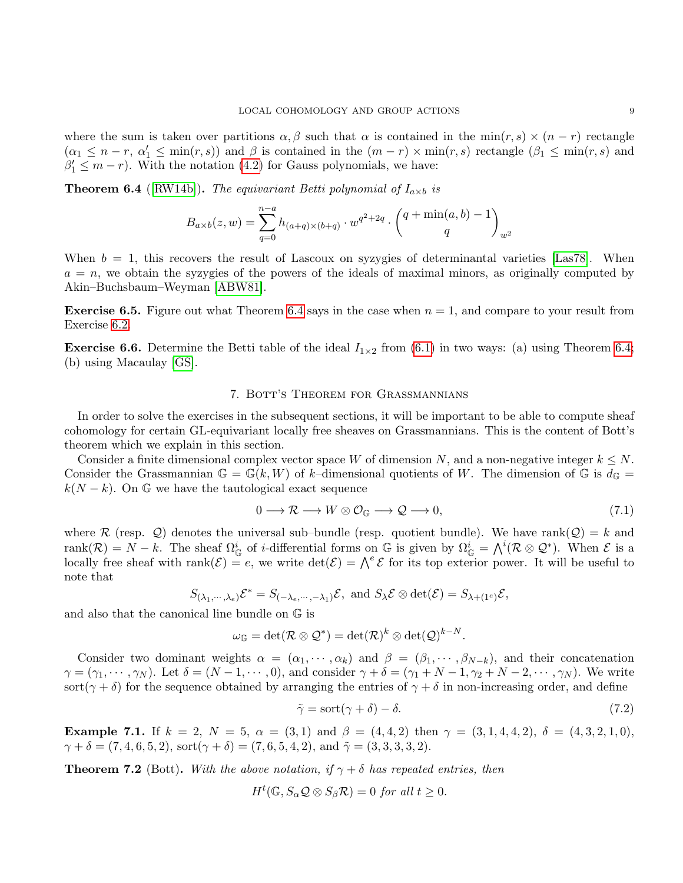where the sum is taken over partitions $\alpha, \beta$ such that $\alpha$ is contained in the $\min(r,s) \times (n-r)$ rectangle ($\alpha_1 \leq n-r$, $\alpha'_1 \leq \min(r,s)$) and $\beta$ is contained in the $(m-r) \times \min(r,s)$ rectangle ($\beta_1 \leq \min(r,s)$ and $\beta'_1 \leq m-r$). With the notation (4.2) for Gauss polynomials, we have:

**Theorem 6.4** ([RW14b]). *The equivariant Betti polynomial of $I_{a\times b}$ is*

$$B_{a\times b}(z,w) = \sum_{q=0}^{n-a} h_{(a+q)\times(b+q)} \cdot w^{q^2+2q} \cdot \binom{q+\min(a,b)-1}{q}_{w^2}$$

When $b = 1$, this recovers the result of Lascoux on syzygies of determinantal varieties [Las78]. When $a = n$, we obtain the syzygies of the powers of the ideals of maximal minors, as originally computed by Akin–Buchsbaum–Weyman [ABW81].

**Exercise 6.5.** Figure out what Theorem 6.4 says in the case when $n = 1$, and compare to your result from Exercise 6.2.

**Exercise 6.6.** Determine the Betti table of the ideal $I_{1\times 2}$ from (6.1) in two ways: (a) using Theorem 6.4; (b) using Macaulay [GS].

## 7. Bott's Theorem for Grassmannians

In order to solve the exercises in the subsequent sections, it will be important to be able to compute sheaf cohomology for certain GL-equivariant locally free sheaves on Grassmannians. This is the content of Bott's theorem which we explain in this section.

Consider a finite dimensional complex vector space $W$ of dimension $N$, and a non-negative integer $k \leq N$. Consider the Grassmannian $\mathbb{G} = \mathbb{G}(k, W)$ of $k$–dimensional quotients of $W$. The dimension of $\mathbb{G}$ is $d_{\mathbb{G}} = k(N-k)$. On $\mathbb{G}$ we have the tautological exact sequence

$$0 \longrightarrow \mathcal{R} \longrightarrow W \otimes \mathcal{O}_{\mathbb{G}} \longrightarrow \mathcal{Q} \longrightarrow 0, \tag{7.1}$$

where $\mathcal{R}$ (resp. $\mathcal{Q}$) denotes the universal sub–bundle (resp. quotient bundle). We have $\operatorname{rank}(\mathcal{Q}) = k$ and $\operatorname{rank}(\mathcal{R}) = N-k$. The sheaf $\Omega^i_{\mathbb{G}}$ of $i$-differential forms on $\mathbb{G}$ is given by $\Omega^i_{\mathbb{G}} = \bigwedge^i(\mathcal{R} \otimes \mathcal{Q}^*)$. When $\mathcal{E}$ is a locally free sheaf with $\operatorname{rank}(\mathcal{E}) = e$, we write $\det(\mathcal{E}) = \bigwedge^e \mathcal{E}$ for its top exterior power. It will be useful to note that

$$S_{(\lambda_1,\cdots,\lambda_e)}\mathcal{E}^* = S_{(-\lambda_e,\cdots,-\lambda_1)}\mathcal{E}, \text{ and } S_\lambda\mathcal{E} \otimes \det(\mathcal{E}) = S_{\lambda+(1^e)}\mathcal{E},$$

and also that the canonical line bundle on $\mathbb{G}$ is

$$\omega_{\mathbb{G}} = \det(\mathcal{R} \otimes \mathcal{Q}^*) = \det(\mathcal{R})^k \otimes \det(\mathcal{Q})^{k-N}.$$

Consider two dominant weights $\alpha = (\alpha_1, \cdots, \alpha_k)$ and $\beta = (\beta_1, \cdots, \beta_{N-k})$, and their concatenation $\gamma = (\gamma_1, \cdots, \gamma_N)$. Let $\delta = (N-1, \cdots, 0)$, and consider $\gamma + \delta = (\gamma_1 + N - 1, \gamma_2 + N - 2, \cdots, \gamma_N)$. We write $\operatorname{sort}(\gamma+\delta)$ for the sequence obtained by arranging the entries of $\gamma+\delta$ in non-increasing order, and define

$$\tilde{\gamma} = \operatorname{sort}(\gamma + \delta) - \delta. \tag{7.2}$$

**Example 7.1.** If $k = 2$, $N = 5$, $\alpha = (3,1)$ and $\beta = (4,4,2)$ then $\gamma = (3,1,4,4,2)$, $\delta = (4,3,2,1,0)$, $\gamma + \delta = (7,4,6,5,2)$, $\operatorname{sort}(\gamma+\delta) = (7,6,5,4,2)$, and $\tilde{\gamma} = (3,3,3,3,2)$.

**Theorem 7.2** (Bott). *With the above notation, if $\gamma + \delta$ has repeated entries, then*

$$H^t(\mathbb{G}, S_\alpha\mathcal{Q} \otimes S_\beta\mathcal{R}) = 0 \text{ for all } t \geq 0.$$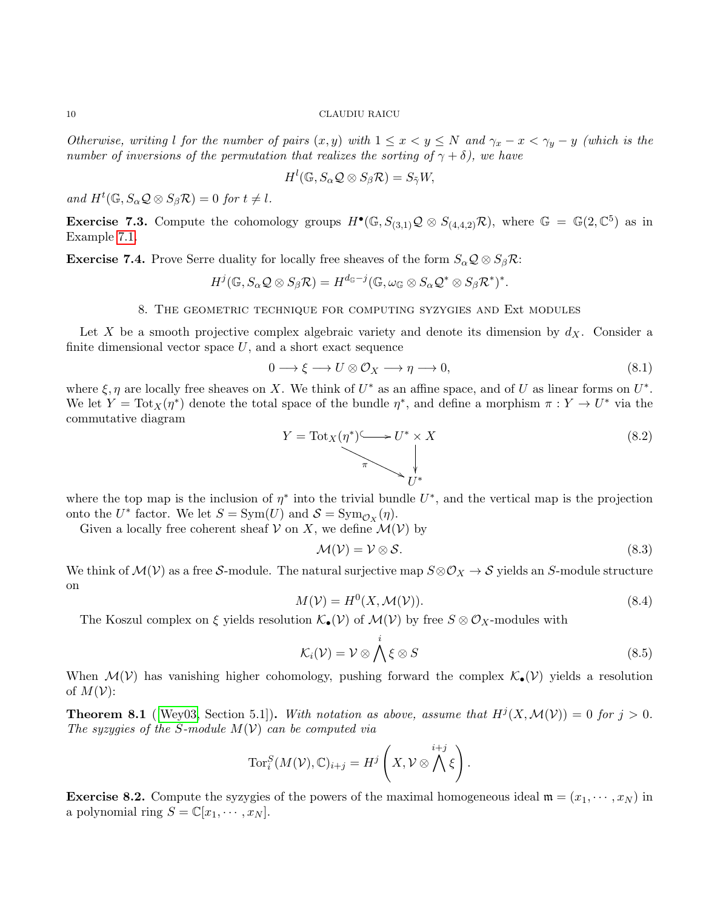*Otherwise, writing $l$ for the number of pairs $(x, y)$ with $1 \leq x < y \leq N$ and $\gamma_x - x < \gamma_y - y$ (which is the number of inversions of the permutation that realizes the sorting of $\gamma + \delta$), we have*

$$H^l(\mathbb{G}, S_\alpha \mathcal{Q} \otimes S_\beta \mathcal{R}) = S_{\tilde{\gamma}} W,$$

*and $H^t(\mathbb{G}, S_\alpha \mathcal{Q} \otimes S_\beta \mathcal{R}) = 0$ for $t \neq l$.*

**Exercise 7.3.** Compute the cohomology groups $H^\bullet(\mathbb{G}, S_{(3,1)} \mathcal{Q} \otimes S_{(4,4,2)} \mathcal{R})$, where $\mathbb{G} = \mathbb{G}(2, \mathbb{C}^5)$ as in Example 7.1.

**Exercise 7.4.** Prove Serre duality for locally free sheaves of the form $S_\alpha \mathcal{Q} \otimes S_\beta \mathcal{R}$:

$$H^j(\mathbb{G}, S_\alpha \mathcal{Q} \otimes S_\beta \mathcal{R}) = H^{d_{\mathbb{G}} - j}(\mathbb{G}, \omega_{\mathbb{G}} \otimes S_\alpha \mathcal{Q}^* \otimes S_\beta \mathcal{R}^*)^*.$$

## 8. The geometric technique for computing syzygies and Ext modules

Let $X$ be a smooth projective complex algebraic variety and denote its dimension by $d_X$. Consider a finite dimensional vector space $U$, and a short exact sequence

$$0 \longrightarrow \xi \longrightarrow U \otimes \mathcal{O}_X \longrightarrow \eta \longrightarrow 0, \tag{8.1}$$

where $\xi, \eta$ are locally free sheaves on $X$. We think of $U^*$ as an affine space, and of $U$ as linear forms on $U^*$. We let $Y = \mathrm{Tot}_X(\eta^*)$ denote the total space of the bundle $\eta^*$, and define a morphism $\pi : Y \to U^*$ via the commutative diagram

$$\begin{array}{ccc} Y = \mathrm{Tot}_X(\eta^*) & \hookrightarrow & U^* \times X \\ & \overset{\pi}{\searrow} & \downarrow \\ & & U^* \end{array} \tag{8.2}$$

where the top map is the inclusion of $\eta^*$ into the trivial bundle $U^*$, and the vertical map is the projection onto the $U^*$ factor. We let $S = \mathrm{Sym}(U)$ and $\mathcal{S} = \mathrm{Sym}_{\mathcal{O}_X}(\eta)$.

Given a locally free coherent sheaf $\mathcal{V}$ on $X$, we define $\mathcal{M}(\mathcal{V})$ by

$$\mathcal{M}(\mathcal{V}) = \mathcal{V} \otimes \mathcal{S}. \tag{8.3}$$

We think of $\mathcal{M}(\mathcal{V})$ as a free $\mathcal{S}$-module. The natural surjective map $S \otimes \mathcal{O}_X \to \mathcal{S}$ yields an $S$-module structure on

$$M(\mathcal{V}) = H^0(X, \mathcal{M}(\mathcal{V})). \tag{8.4}$$

The Koszul complex on $\xi$ yields resolution $\mathcal{K}_\bullet(\mathcal{V})$ of $\mathcal{M}(\mathcal{V})$ by free $S \otimes \mathcal{O}_X$-modules with

$$\mathcal{K}_i(\mathcal{V}) = \mathcal{V} \otimes \bigwedge^i \xi \otimes S \tag{8.5}$$

When $\mathcal{M}(\mathcal{V})$ has vanishing higher cohomology, pushing forward the complex $\mathcal{K}_\bullet(\mathcal{V})$ yields a resolution of $M(\mathcal{V})$:

**Theorem 8.1** ([Wey03, Section 5.1])**.** *With notation as above, assume that $H^j(X, \mathcal{M}(\mathcal{V})) = 0$ for $j > 0$. The syzygies of the $S$-module $M(\mathcal{V})$ can be computed via*

$$\mathrm{Tor}_i^S(M(\mathcal{V}), \mathbb{C})_{i+j} = H^j\left(X, \mathcal{V} \otimes \bigwedge^{i+j} \xi\right).$$

**Exercise 8.2.** Compute the syzygies of the powers of the maximal homogeneous ideal $\mathfrak{m} = (x_1, \cdots, x_N)$ in a polynomial ring $S = \mathbb{C}[x_1, \cdots, x_N]$.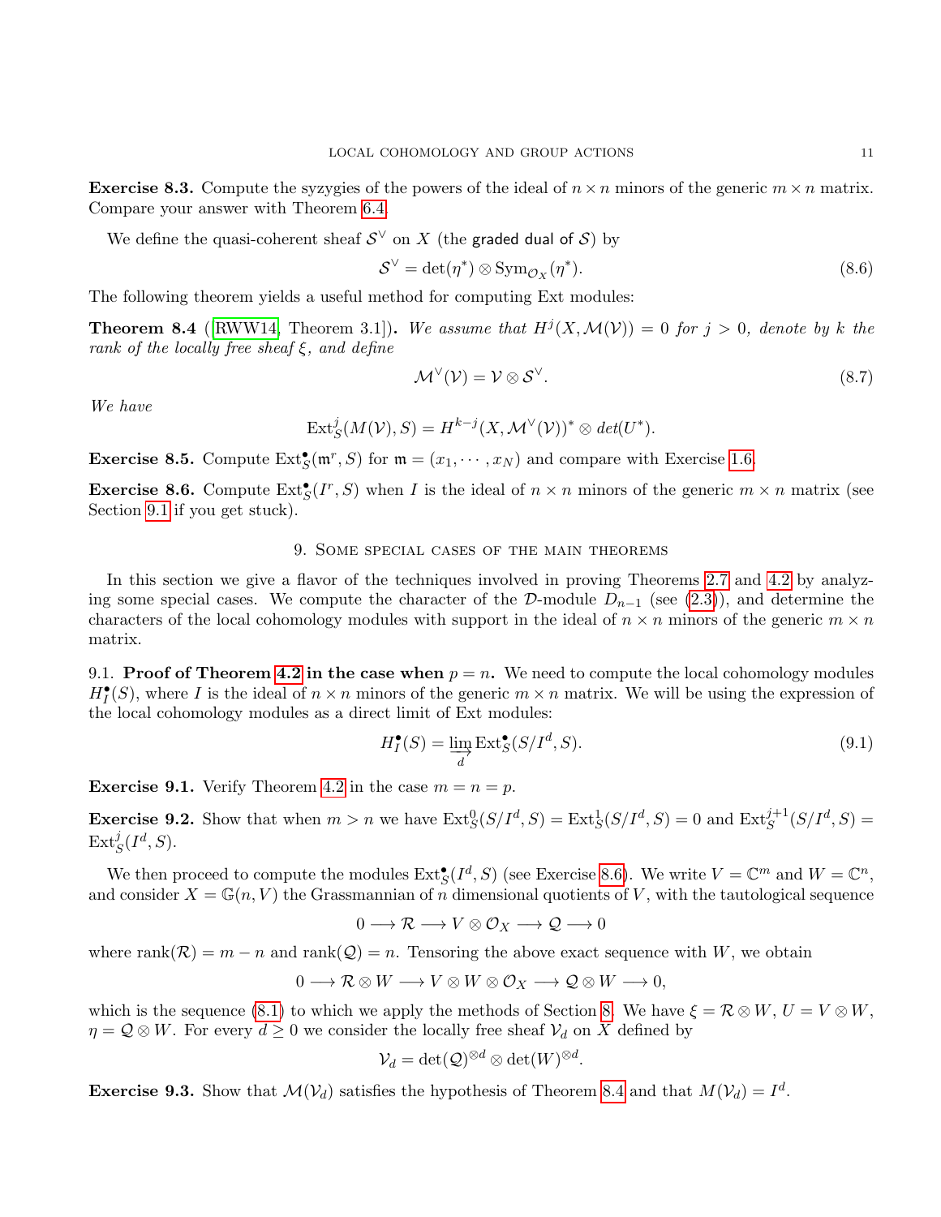**Exercise 8.3.** Compute the syzygies of the powers of the ideal of $n \times n$ minors of the generic $m \times n$ matrix. Compare your answer with Theorem 6.4.

We define the quasi-coherent sheaf $\mathcal{S}^\vee$ on $X$ (the graded dual of $\mathcal{S}$) by

$$\mathcal{S}^\vee = \det(\eta^*) \otimes \mathrm{Sym}_{\mathcal{O}_X}(\eta^*). \tag{8.6}$$

The following theorem yields a useful method for computing Ext modules:

**Theorem 8.4** ([RWW14, Theorem 3.1])**.** *We assume that $H^j(X, \mathcal{M}(\mathcal{V})) = 0$ for $j > 0$, denote by $k$ the rank of the locally free sheaf $\xi$, and define*

$$\mathcal{M}^\vee(\mathcal{V}) = \mathcal{V} \otimes \mathcal{S}^\vee. \tag{8.7}$$

*We have*

$$\mathrm{Ext}^j_S(M(\mathcal{V}), S) = H^{k-j}(X, \mathcal{M}^\vee(\mathcal{V}))^* \otimes det(U^*).$$

**Exercise 8.5.** Compute $\mathrm{Ext}^\bullet_S(\mathfrak{m}^r, S)$ for $\mathfrak{m} = (x_1, \cdots, x_N)$ and compare with Exercise 1.6.

**Exercise 8.6.** Compute $\mathrm{Ext}^\bullet_S(I^r, S)$ when $I$ is the ideal of $n \times n$ minors of the generic $m \times n$ matrix (see Section 9.1 if you get stuck).

## 9. Some special cases of the main theorems

In this section we give a flavor of the techniques involved in proving Theorems 2.7 and 4.2 by analyzing some special cases. We compute the character of the $\mathcal{D}$-module $D_{n-1}$ (see (2.3)), and determine the characters of the local cohomology modules with support in the ideal of $n \times n$ minors of the generic $m \times n$ matrix.

9.1. **Proof of Theorem 4.2 in the case when $p = n$.** We need to compute the local cohomology modules $H^\bullet_I(S)$, where $I$ is the ideal of $n \times n$ minors of the generic $m \times n$ matrix. We will be using the expression of the local cohomology modules as a direct limit of Ext modules:

$$H^\bullet_I(S) = \varinjlim_d \mathrm{Ext}^\bullet_S(S/I^d, S). \tag{9.1}$$

**Exercise 9.1.** Verify Theorem 4.2 in the case $m = n = p$.

**Exercise 9.2.** Show that when $m > n$ we have $\mathrm{Ext}^0_S(S/I^d, S) = \mathrm{Ext}^1_S(S/I^d, S) = 0$ and $\mathrm{Ext}^{j+1}_S(S/I^d, S) = \mathrm{Ext}^j_S(I^d, S)$.

We then proceed to compute the modules $\mathrm{Ext}^\bullet_S(I^d, S)$ (see Exercise 8.6). We write $V = \mathbb{C}^m$ and $W = \mathbb{C}^n$, and consider $X = \mathbb{G}(n, V)$ the Grassmannian of $n$ dimensional quotients of $V$, with the tautological sequence

$$0 \longrightarrow \mathcal{R} \longrightarrow V \otimes \mathcal{O}_X \longrightarrow \mathcal{Q} \longrightarrow 0$$

where $\mathrm{rank}(\mathcal{R}) = m - n$ and $\mathrm{rank}(\mathcal{Q}) = n$. Tensoring the above exact sequence with $W$, we obtain

$$0 \longrightarrow \mathcal{R} \otimes W \longrightarrow V \otimes W \otimes \mathcal{O}_X \longrightarrow \mathcal{Q} \otimes W \longrightarrow 0,$$

which is the sequence (8.1) to which we apply the methods of Section 8. We have $\xi = \mathcal{R} \otimes W$, $U = V \otimes W$, $\eta = \mathcal{Q} \otimes W$. For every $d \geq 0$ we consider the locally free sheaf $\mathcal{V}_d$ on $X$ defined by

$$\mathcal{V}_d = \det(\mathcal{Q})^{\otimes d} \otimes \det(W)^{\otimes d}.$$

**Exercise 9.3.** Show that $\mathcal{M}(\mathcal{V}_d)$ satisfies the hypothesis of Theorem 8.4 and that $M(\mathcal{V}_d) = I^d$.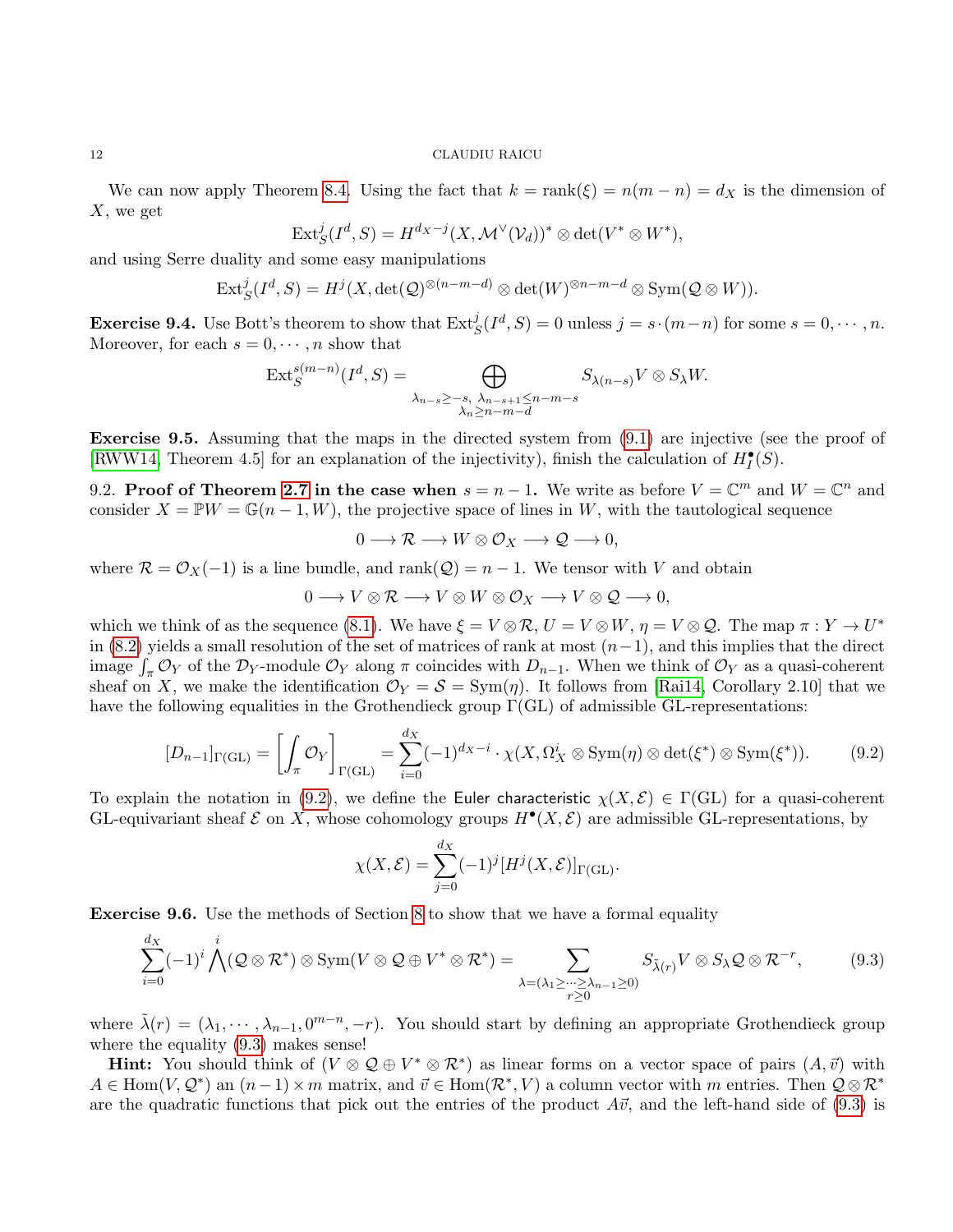We can now apply Theorem 8.4. Using the fact that $k = \mathrm{rank}(\xi) = n(m-n) = d_X$ is the dimension of $X$, we get

$$\mathrm{Ext}^j_S(I^d, S) = H^{d_X - j}(X, \mathcal{M}^\vee(\mathcal{V}_d))^* \otimes \det(V^* \otimes W^*),$$

and using Serre duality and some easy manipulations

$$\mathrm{Ext}^j_S(I^d, S) = H^j(X, \det(\mathcal{Q})^{\otimes(n-m-d)} \otimes \det(W)^{\otimes n-m-d} \otimes \mathrm{Sym}(\mathcal{Q} \otimes W)).$$

**Exercise 9.4.** Use Bott's theorem to show that $\mathrm{Ext}^j_S(I^d, S) = 0$ unless $j = s \cdot (m-n)$ for some $s = 0, \cdots, n$. Moreover, for each $s = 0, \cdots, n$ show that

$$\mathrm{Ext}^{s(m-n)}_S(I^d, S) = \bigoplus_{\substack{\lambda_{n-s} \geq -s,\ \lambda_{n-s+1} \leq n-m-s \\ \lambda_n \geq n-m-d}} S_{\lambda(n-s)} V \otimes S_\lambda W.$$

**Exercise 9.5.** Assuming that the maps in the directed system from (9.1) are injective (see the proof of [RWW14, Theorem 4.5] for an explanation of the injectivity), finish the calculation of $H^\bullet_I(S)$.

9.2. **Proof of Theorem 2.7 in the case when $s = n-1$.** We write as before $V = \mathbb{C}^m$ and $W = \mathbb{C}^n$ and consider $X = \mathbb{P}W = \mathbb{G}(n-1, W)$, the projective space of lines in $W$, with the tautological sequence

$$0 \longrightarrow \mathcal{R} \longrightarrow W \otimes \mathcal{O}_X \longrightarrow \mathcal{Q} \longrightarrow 0,$$

where $\mathcal{R} = \mathcal{O}_X(-1)$ is a line bundle, and $\mathrm{rank}(\mathcal{Q}) = n-1$. We tensor with $V$ and obtain

$$0 \longrightarrow V \otimes \mathcal{R} \longrightarrow V \otimes W \otimes \mathcal{O}_X \longrightarrow V \otimes \mathcal{Q} \longrightarrow 0,$$

which we think of as the sequence (8.1). We have $\xi = V \otimes \mathcal{R}$, $U = V \otimes W$, $\eta = V \otimes \mathcal{Q}$. The map $\pi : Y \to U^*$ in (8.2) yields a small resolution of the set of matrices of rank at most $(n-1)$, and this implies that the direct image $\int_\pi \mathcal{O}_Y$ of the $\mathcal{D}_Y$-module $\mathcal{O}_Y$ along $\pi$ coincides with $D_{n-1}$. When we think of $\mathcal{O}_Y$ as a quasi-coherent sheaf on $X$, we make the identification $\mathcal{O}_Y = \mathcal{S} = \mathrm{Sym}(\eta)$. It follows from [Rai14, Corollary 2.10] that we have the following equalities in the Grothendieck group $\Gamma(\mathrm{GL})$ of admissible GL-representations:

$$[D_{n-1}]_{\Gamma(\mathrm{GL})} = \left[\int_\pi \mathcal{O}_Y\right]_{\Gamma(\mathrm{GL})} = \sum_{i=0}^{d_X} (-1)^{d_X - i} \cdot \chi(X, \Omega^i_X \otimes \mathrm{Sym}(\eta) \otimes \det(\xi^*) \otimes \mathrm{Sym}(\xi^*)). \tag{9.2}$$

To explain the notation in (9.2), we define the Euler characteristic $\chi(X, \mathcal{E}) \in \Gamma(\mathrm{GL})$ for a quasi-coherent GL-equivariant sheaf $\mathcal{E}$ on $X$, whose cohomology groups $H^\bullet(X, \mathcal{E})$ are admissible GL-representations, by

$$\chi(X, \mathcal{E}) = \sum_{j=0}^{d_X} (-1)^j [H^j(X, \mathcal{E})]_{\Gamma(\mathrm{GL})}.$$

**Exercise 9.6.** Use the methods of Section 8 to show that we have a formal equality

$$\sum_{i=0}^{d_X} (-1)^i \bigwedge^i (\mathcal{Q} \otimes \mathcal{R}^*) \otimes \mathrm{Sym}(V \otimes \mathcal{Q} \oplus V^* \otimes \mathcal{R}^*) = \sum_{\substack{\lambda = (\lambda_1 \geq \cdots \geq \lambda_{n-1} \geq 0) \\ r \geq 0}} S_{\tilde{\lambda}(r)} V \otimes S_\lambda \mathcal{Q} \otimes \mathcal{R}^{-r}, \tag{9.3}$$

where $\tilde{\lambda}(r) = (\lambda_1, \cdots, \lambda_{n-1}, 0^{m-n}, -r)$. You should start by defining an appropriate Grothendieck group where the equality (9.3) makes sense!

**Hint:** You should think of $(V \otimes \mathcal{Q} \oplus V^* \otimes \mathcal{R}^*)$ as linear forms on a vector space of pairs $(A, \vec{v})$ with $A \in \mathrm{Hom}(V, \mathcal{Q}^*)$ an $(n-1) \times m$ matrix, and $\vec{v} \in \mathrm{Hom}(\mathcal{R}^*, V)$ a column vector with $m$ entries. Then $\mathcal{Q} \otimes \mathcal{R}^*$ are the quadratic functions that pick out the entries of the product $A\vec{v}$, and the left-hand side of (9.3) is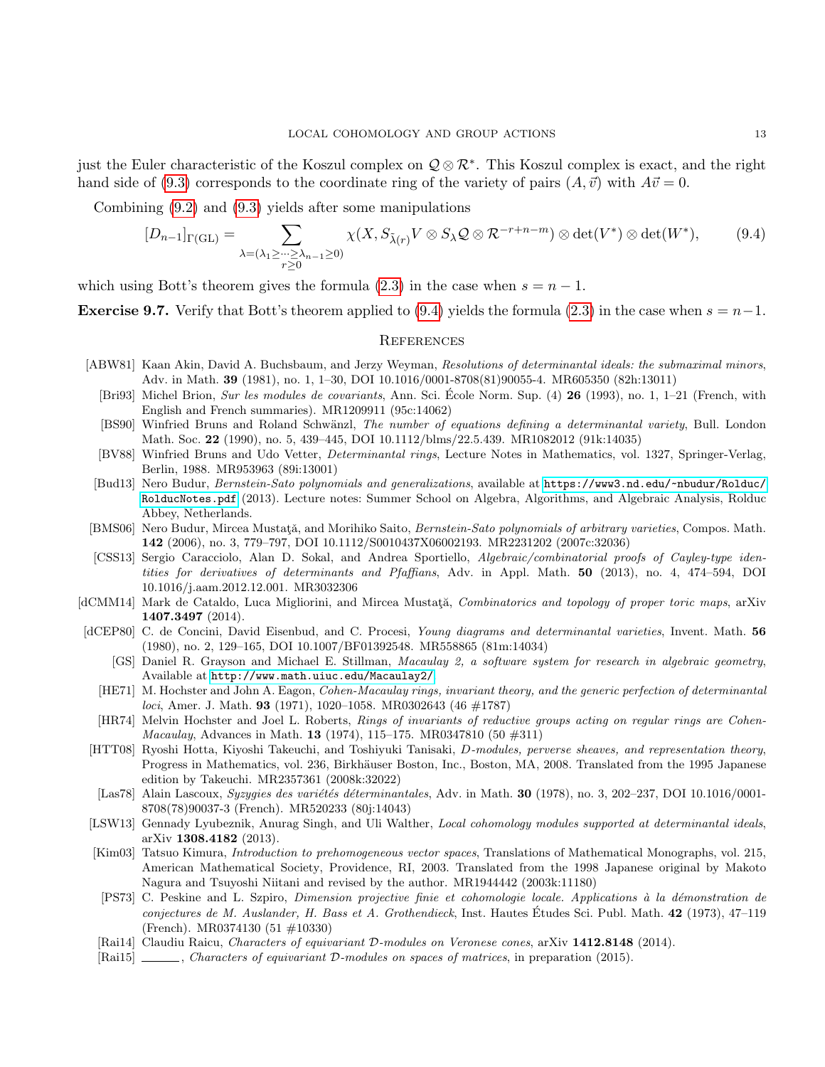just the Euler characteristic of the Koszul complex on $\mathcal{Q}\otimes\mathcal{R}^*$. This Koszul complex is exact, and the right hand side of (9.3) corresponds to the coordinate ring of the variety of pairs $(A,\vec{v})$ with $A\vec{v}=0$.

Combining (9.2) and (9.3) yields after some manipulations

$$[D_{n-1}]_{\Gamma(\mathrm{GL})} = \sum_{\substack{\lambda=(\lambda_1\geq\cdots\geq\lambda_{n-1}\geq 0)\\ r\geq 0}} \chi(X, S_{\tilde{\lambda}(r)}V\otimes S_\lambda\mathcal{Q}\otimes\mathcal{R}^{-r+n-m})\otimes\det(V^*)\otimes\det(W^*), \tag{9.4}$$

which using Bott's theorem gives the formula (2.3) in the case when $s=n-1$.

**Exercise 9.7.** Verify that Bott's theorem applied to (9.4) yields the formula (2.3) in the case when $s=n-1$.

## References

[ABW81] Kaan Akin, David A. Buchsbaum, and Jerzy Weyman, *Resolutions of determinantal ideals: the submaximal minors*, Adv. in Math. **39** (1981), no. 1, 1–30, DOI 10.1016/0001-8708(81)90055-4. MR605350 (82h:13011)

[Bri93] Michel Brion, *Sur les modules de covariants*, Ann. Sci. École Norm. Sup. (4) **26** (1993), no. 1, 1–21 (French, with English and French summaries). MR1209911 (95c:14062)

[BS90] Winfried Bruns and Roland Schwänzl, *The number of equations defining a determinantal variety*, Bull. London Math. Soc. **22** (1990), no. 5, 439–445, DOI 10.1112/blms/22.5.439. MR1082012 (91k:14035)

[BV88] Winfried Bruns and Udo Vetter, *Determinantal rings*, Lecture Notes in Mathematics, vol. 1327, Springer-Verlag, Berlin, 1988. MR953963 (89i:13001)

[Bud13] Nero Budur, *Bernstein-Sato polynomials and generalizations*, available at https://www3.nd.edu/~nbudur/Rolduc/RolducNotes.pdf (2013). Lecture notes: Summer School on Algebra, Algorithms, and Algebraic Analysis, Rolduc Abbey, Netherlands.

[BMS06] Nero Budur, Mircea Mustaţă, and Morihiko Saito, *Bernstein-Sato polynomials of arbitrary varieties*, Compos. Math. **142** (2006), no. 3, 779–797, DOI 10.1112/S0010437X06002193. MR2231202 (2007c:32036)

[CSS13] Sergio Caracciolo, Alan D. Sokal, and Andrea Sportiello, *Algebraic/combinatorial proofs of Cayley-type identities for derivatives of determinants and Pfaffians*, Adv. in Appl. Math. **50** (2013), no. 4, 474–594, DOI 10.1016/j.aam.2012.12.001. MR3032306

[dCMM14] Mark de Cataldo, Luca Migliorini, and Mircea Mustaţă, *Combinatorics and topology of proper toric maps*, arXiv **1407.3497** (2014).

[dCEP80] C. de Concini, David Eisenbud, and C. Procesi, *Young diagrams and determinantal varieties*, Invent. Math. **56** (1980), no. 2, 129–165, DOI 10.1007/BF01392548. MR558865 (81m:14034)

[GS] Daniel R. Grayson and Michael E. Stillman, *Macaulay 2, a software system for research in algebraic geometry*, Available at http://www.math.uiuc.edu/Macaulay2/.

[HE71] M. Hochster and John A. Eagon, *Cohen-Macaulay rings, invariant theory, and the generic perfection of determinantal loci*, Amer. J. Math. **93** (1971), 1020–1058. MR0302643 (46 #1787)

[HR74] Melvin Hochster and Joel L. Roberts, *Rings of invariants of reductive groups acting on regular rings are Cohen-Macaulay*, Advances in Math. **13** (1974), 115–175. MR0347810 (50 #311)

[HTT08] Ryoshi Hotta, Kiyoshi Takeuchi, and Toshiyuki Tanisaki, *D-modules, perverse sheaves, and representation theory*, Progress in Mathematics, vol. 236, Birkhäuser Boston, Inc., Boston, MA, 2008. Translated from the 1995 Japanese edition by Takeuchi. MR2357361 (2008k:32022)

[Las78] Alain Lascoux, *Syzygies des variétés déterminantales*, Adv. in Math. **30** (1978), no. 3, 202–237, DOI 10.1016/0001-8708(78)90037-3 (French). MR520233 (80j:14043)

[LSW13] Gennady Lyubeznik, Anurag Singh, and Uli Walther, *Local cohomology modules supported at determinantal ideals*, arXiv **1308.4182** (2013).

[Kim03] Tatsuo Kimura, *Introduction to prehomogeneous vector spaces*, Translations of Mathematical Monographs, vol. 215, American Mathematical Society, Providence, RI, 2003. Translated from the 1998 Japanese original by Makoto Nagura and Tsuyoshi Niitani and revised by the author. MR1944442 (2003k:11180)

[PS73] C. Peskine and L. Szpiro, *Dimension projective finie et cohomologie locale. Applications à la démonstration de conjectures de M. Auslander, H. Bass et A. Grothendieck*, Inst. Hautes Études Sci. Publ. Math. **42** (1973), 47–119 (French). MR0374130 (51 #10330)

[Rai14] Claudiu Raicu, *Characters of equivariant $\mathcal{D}$-modules on Veronese cones*, arXiv **1412.8148** (2014).

[Rai15] ———, *Characters of equivariant $\mathcal{D}$-modules on spaces of matrices*, in preparation (2015).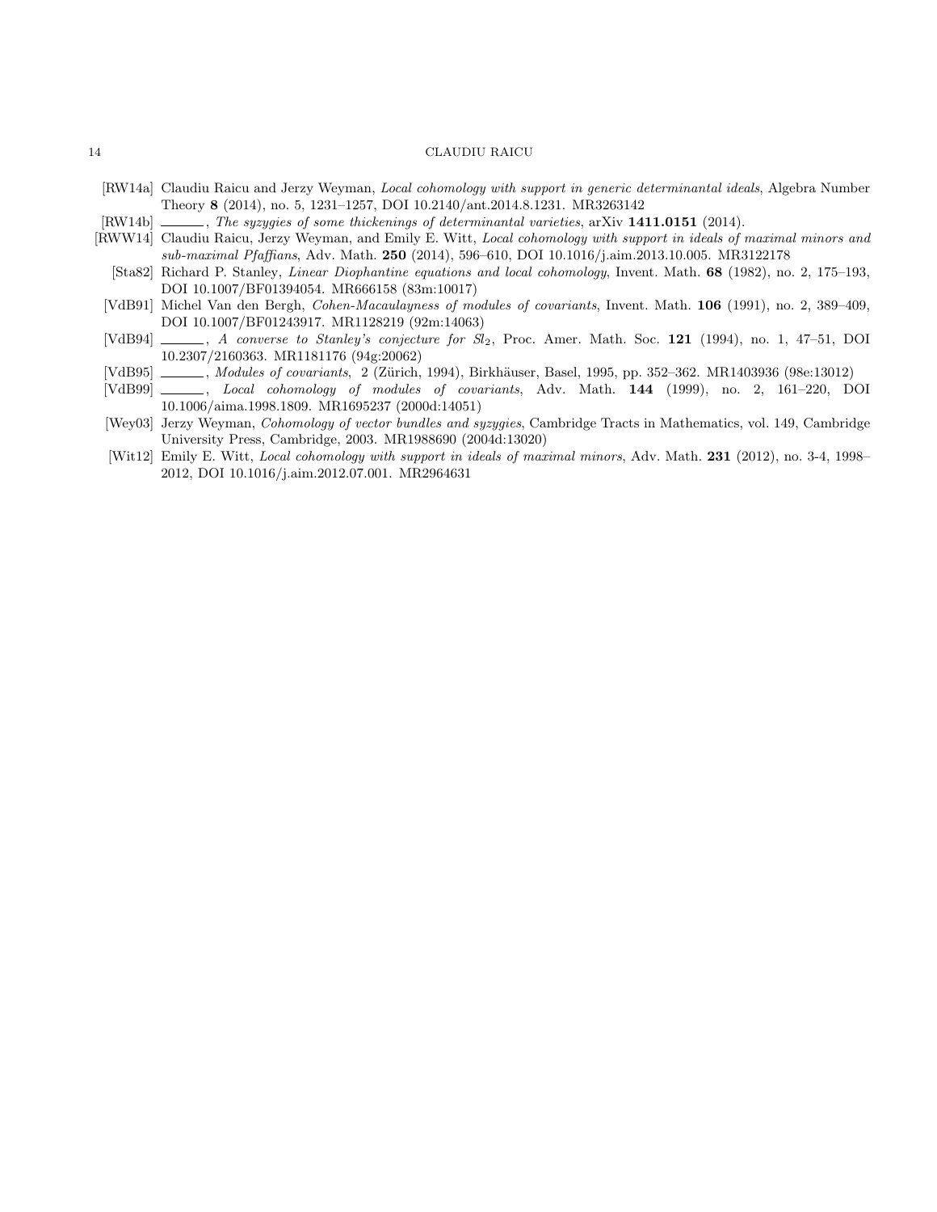[RW14a] Claudiu Raicu and Jerzy Weyman, *Local cohomology with support in generic determinantal ideals*, Algebra Number Theory **8** (2014), no. 5, 1231–1257, DOI 10.2140/ant.2014.8.1231. MR3263142

[RW14b] ______, *The syzygies of some thickenings of determinantal varieties*, arXiv **1411.0151** (2014).

[RWW14] Claudiu Raicu, Jerzy Weyman, and Emily E. Witt, *Local cohomology with support in ideals of maximal minors and sub-maximal Pfaffians*, Adv. Math. **250** (2014), 596–610, DOI 10.1016/j.aim.2013.10.005. MR3122178

[Sta82] Richard P. Stanley, *Linear Diophantine equations and local cohomology*, Invent. Math. **68** (1982), no. 2, 175–193, DOI 10.1007/BF01394054. MR666158 (83m:10017)

[VdB91] Michel Van den Bergh, *Cohen-Macaulayness of modules of covariants*, Invent. Math. **106** (1991), no. 2, 389–409, DOI 10.1007/BF01243917. MR1128219 (92m:14063)

[VdB94] ______, *A converse to Stanley's conjecture for $Sl_2$*, Proc. Amer. Math. Soc. **121** (1994), no. 1, 47–51, DOI 10.2307/2160363. MR1181176 (94g:20062)

[VdB95] ______, *Modules of covariants*, 2 (Zürich, 1994), Birkhäuser, Basel, 1995, pp. 352–362. MR1403936 (98e:13012)

[VdB99] ______, *Local cohomology of modules of covariants*, Adv. Math. **144** (1999), no. 2, 161–220, DOI 10.1006/aima.1998.1809. MR1695237 (2000d:14051)

[Wey03] Jerzy Weyman, *Cohomology of vector bundles and syzygies*, Cambridge Tracts in Mathematics, vol. 149, Cambridge University Press, Cambridge, 2003. MR1988690 (2004d:13020)

[Wit12] Emily E. Witt, *Local cohomology with support in ideals of maximal minors*, Adv. Math. **231** (2012), no. 3-4, 1998–2012, DOI 10.1016/j.aim.2012.07.001. MR2964631